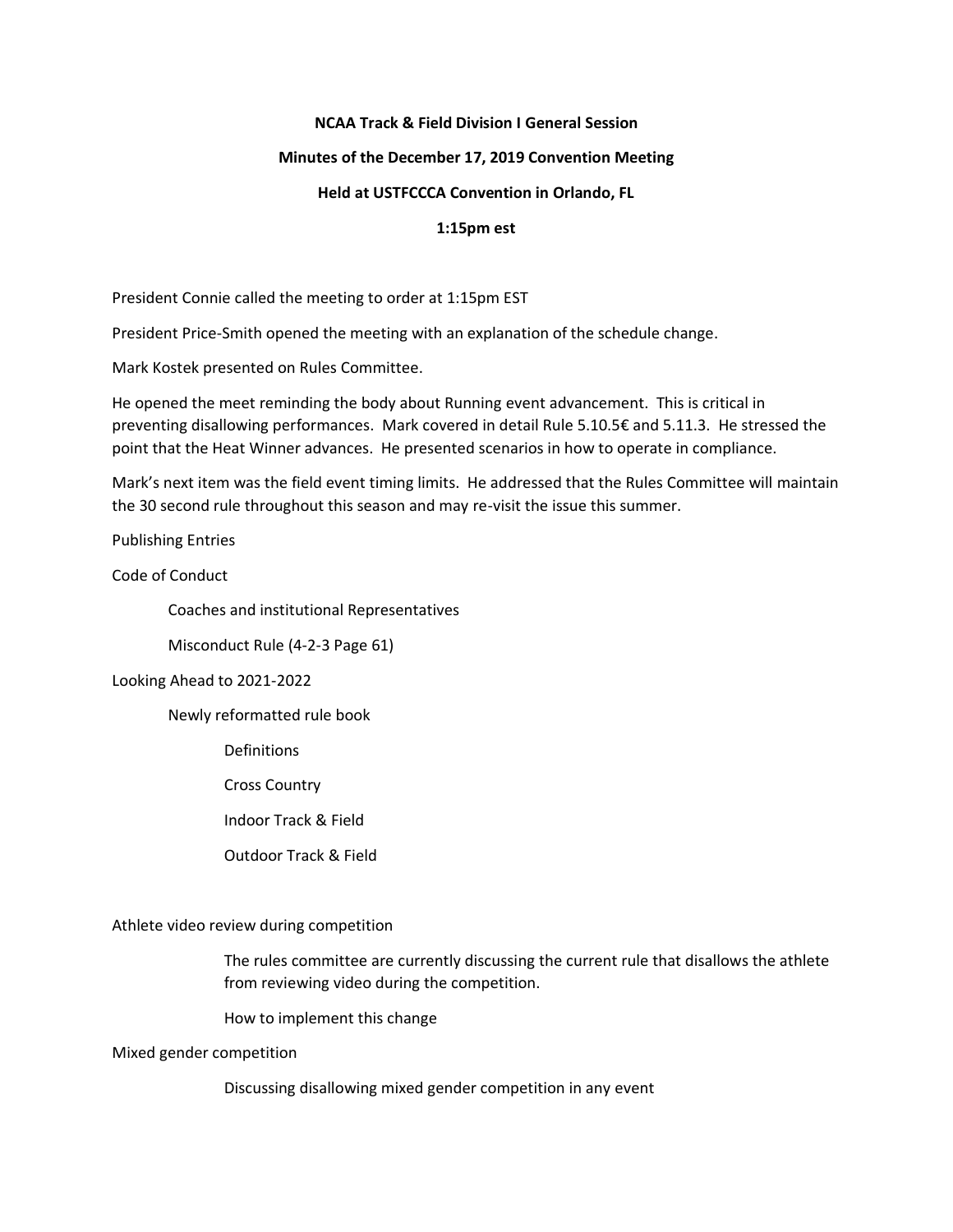**NCAA Track & Field Division I General Session**

**Minutes of the December 17, 2019 Convention Meeting**

**Held at USTFCCCA Convention in Orlando, FL**

**1:15pm est**

President Connie called the meeting to order at 1:15pm EST

President Price-Smith opened the meeting with an explanation of the schedule change.

Mark Kostek presented on Rules Committee.

He opened the meet reminding the body about Running event advancement. This is critical in preventing disallowing performances. Mark covered in detail Rule 5.10.5€ and 5.11.3. He stressed the point that the Heat Winner advances. He presented scenarios in how to operate in compliance.

Mark's next item was the field event timing limits. He addressed that the Rules Committee will maintain the 30 second rule throughout this season and may re-visit the issue this summer.

Publishing Entries

Code of Conduct

- Coaches and institutional Representatives
- Misconduct Rule (4-2-3 Page 61)

Looking Ahead to 2021-2022

- Newly reformatted rule book
  - Definitions
  - Cross Country
  - Indoor Track & Field
  - Outdoor Track & Field

Athlete video review during competition

- The rules committee are currently discussing the current rule that disallows the athlete from reviewing video during the competition.
- How to implement this change

Mixed gender competition

- Discussing disallowing mixed gender competition in any event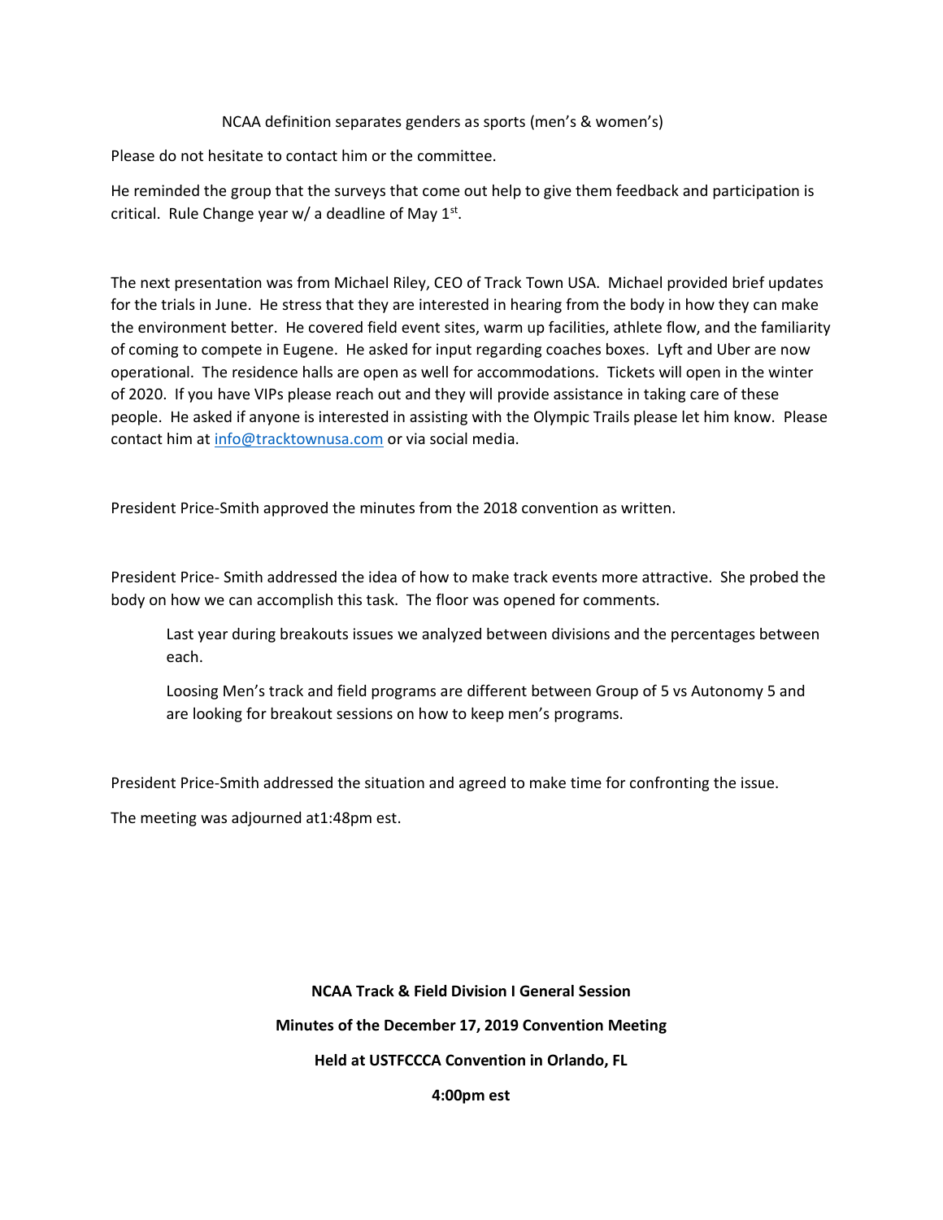NCAA definition separates genders as sports (men's & women's)

Please do not hesitate to contact him or the committee.

He reminded the group that the surveys that come out help to give them feedback and participation is critical. Rule Change year w/ a deadline of May 1st.

The next presentation was from Michael Riley, CEO of Track Town USA. Michael provided brief updates for the trials in June. He stress that they are interested in hearing from the body in how they can make the environment better. He covered field event sites, warm up facilities, athlete flow, and the familiarity of coming to compete in Eugene. He asked for input regarding coaches boxes. Lyft and Uber are now operational. The residence halls are open as well for accommodations. Tickets will open in the winter of 2020. If you have VIPs please reach out and they will provide assistance in taking care of these people. He asked if anyone is interested in assisting with the Olympic Trails please let him know. Please contact him at info@tracktownusa.com or via social media.

President Price-Smith approved the minutes from the 2018 convention as written.

President Price- Smith addressed the idea of how to make track events more attractive. She probed the body on how we can accomplish this task. The floor was opened for comments.

> Last year during breakouts issues we analyzed between divisions and the percentages between each.
>
> Loosing Men's track and field programs are different between Group of 5 vs Autonomy 5 and are looking for breakout sessions on how to keep men's programs.

President Price-Smith addressed the situation and agreed to make time for confronting the issue.

The meeting was adjourned at1:48pm est.

**NCAA Track & Field Division I General Session**

**Minutes of the December 17, 2019 Convention Meeting**

**Held at USTFCCCA Convention in Orlando, FL**

**4:00pm est**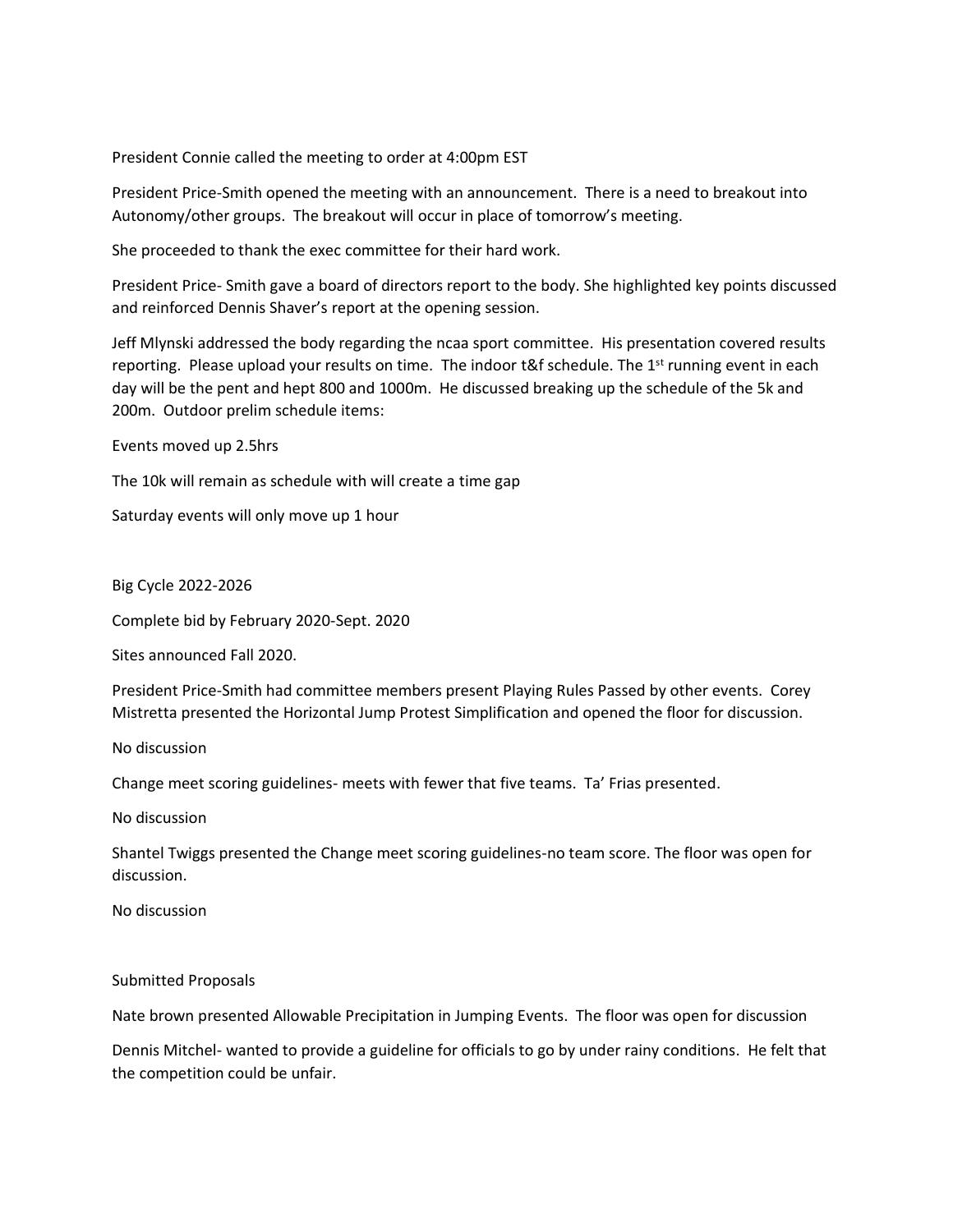President Connie called the meeting to order at 4:00pm EST

President Price-Smith opened the meeting with an announcement. There is a need to breakout into Autonomy/other groups. The breakout will occur in place of tomorrow's meeting.

She proceeded to thank the exec committee for their hard work.

President Price- Smith gave a board of directors report to the body. She highlighted key points discussed and reinforced Dennis Shaver's report at the opening session.

Jeff Mlynski addressed the body regarding the ncaa sport committee. His presentation covered results reporting. Please upload your results on time. The indoor t&f schedule. The 1st running event in each day will be the pent and hept 800 and 1000m. He discussed breaking up the schedule of the 5k and 200m. Outdoor prelim schedule items:

Events moved up 2.5hrs

The 10k will remain as schedule with will create a time gap

Saturday events will only move up 1 hour

Big Cycle 2022-2026

Complete bid by February 2020-Sept. 2020

Sites announced Fall 2020.

President Price-Smith had committee members present Playing Rules Passed by other events. Corey Mistretta presented the Horizontal Jump Protest Simplification and opened the floor for discussion.

No discussion

Change meet scoring guidelines- meets with fewer that five teams. Ta' Frias presented.

No discussion

Shantel Twiggs presented the Change meet scoring guidelines-no team score. The floor was open for discussion.

No discussion

Submitted Proposals

Nate brown presented Allowable Precipitation in Jumping Events. The floor was open for discussion

Dennis Mitchel- wanted to provide a guideline for officials to go by under rainy conditions. He felt that the competition could be unfair.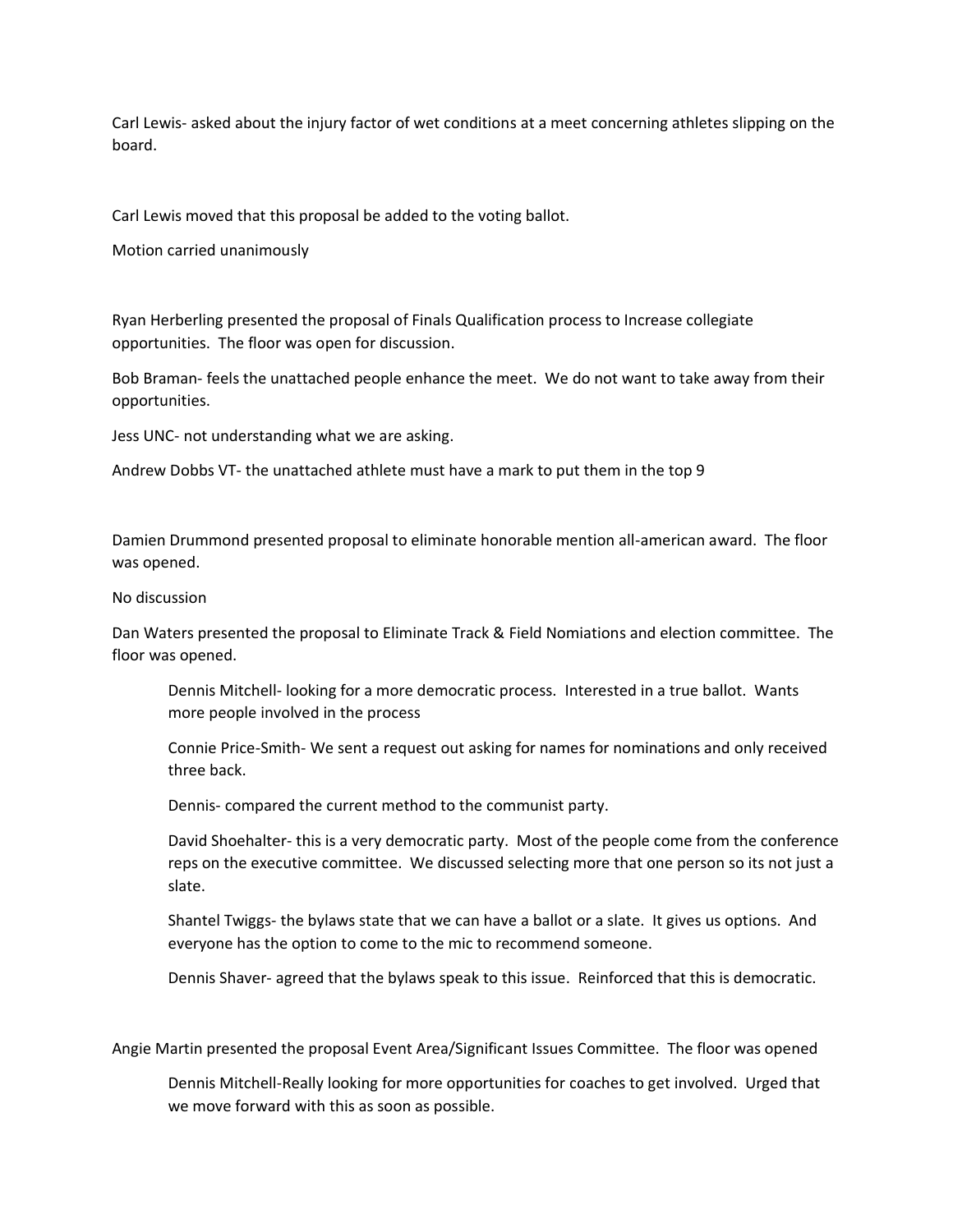Carl Lewis- asked about the injury factor of wet conditions at a meet concerning athletes slipping on the board.

Carl Lewis moved that this proposal be added to the voting ballot.

Motion carried unanimously

Ryan Herberling presented the proposal of Finals Qualification process to Increase collegiate opportunities. The floor was open for discussion.

Bob Braman- feels the unattached people enhance the meet. We do not want to take away from their opportunities.

Jess UNC- not understanding what we are asking.

Andrew Dobbs VT- the unattached athlete must have a mark to put them in the top 9

Damien Drummond presented proposal to eliminate honorable mention all-american award. The floor was opened.

No discussion

Dan Waters presented the proposal to Eliminate Track & Field Nomiations and election committee. The floor was opened.

> Dennis Mitchell- looking for a more democratic process. Interested in a true ballot. Wants more people involved in the process
>
> Connie Price-Smith- We sent a request out asking for names for nominations and only received three back.
>
> Dennis- compared the current method to the communist party.
>
> David Shoehalter- this is a very democratic party. Most of the people come from the conference reps on the executive committee. We discussed selecting more that one person so its not just a slate.
>
> Shantel Twiggs- the bylaws state that we can have a ballot or a slate. It gives us options. And everyone has the option to come to the mic to recommend someone.
>
> Dennis Shaver- agreed that the bylaws speak to this issue. Reinforced that this is democratic.

Angie Martin presented the proposal Event Area/Significant Issues Committee. The floor was opened

> Dennis Mitchell-Really looking for more opportunities for coaches to get involved. Urged that we move forward with this as soon as possible.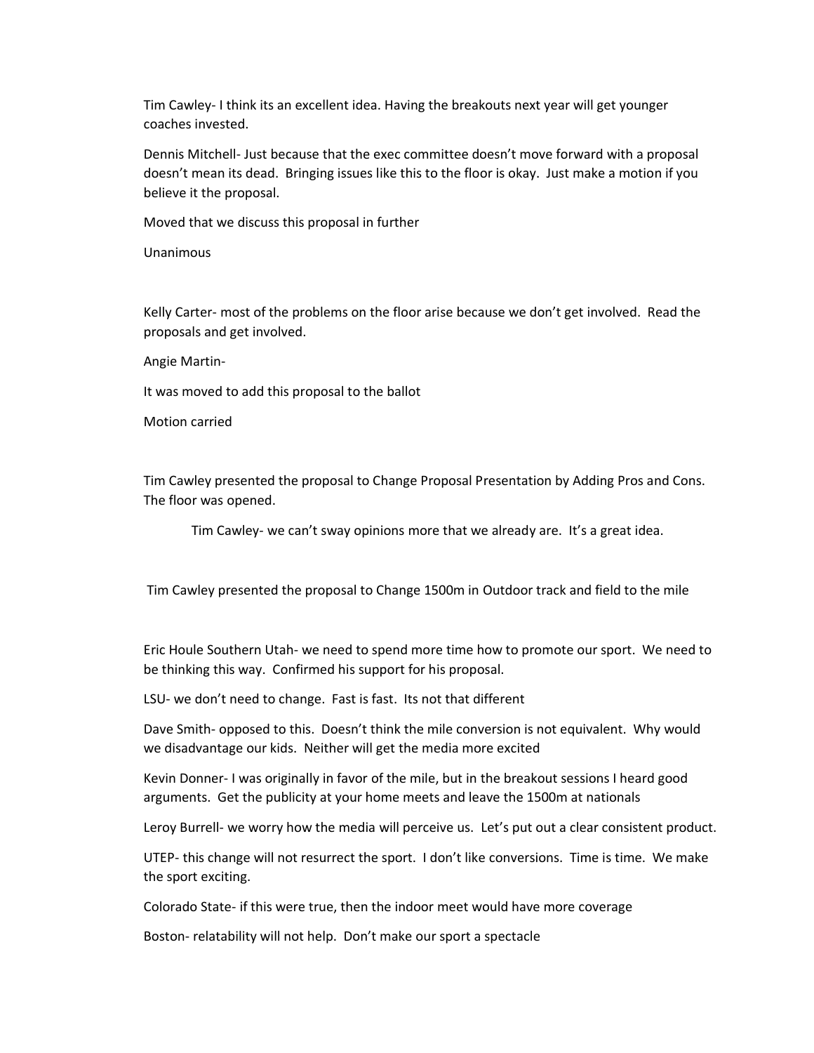Tim Cawley- I think its an excellent idea. Having the breakouts next year will get younger coaches invested.

Dennis Mitchell- Just because that the exec committee doesn't move forward with a proposal doesn't mean its dead. Bringing issues like this to the floor is okay. Just make a motion if you believe it the proposal.

Moved that we discuss this proposal in further

Unanimous

Kelly Carter- most of the problems on the floor arise because we don't get involved. Read the proposals and get involved.

Angie Martin-

It was moved to add this proposal to the ballot

Motion carried

Tim Cawley presented the proposal to Change Proposal Presentation by Adding Pros and Cons. The floor was opened.

> Tim Cawley- we can't sway opinions more that we already are. It's a great idea.

Tim Cawley presented the proposal to Change 1500m in Outdoor track and field to the mile

Eric Houle Southern Utah- we need to spend more time how to promote our sport. We need to be thinking this way. Confirmed his support for his proposal.

LSU- we don't need to change. Fast is fast. Its not that different

Dave Smith- opposed to this. Doesn't think the mile conversion is not equivalent. Why would we disadvantage our kids. Neither will get the media more excited

Kevin Donner- I was originally in favor of the mile, but in the breakout sessions I heard good arguments. Get the publicity at your home meets and leave the 1500m at nationals

Leroy Burrell- we worry how the media will perceive us. Let's put out a clear consistent product.

UTEP- this change will not resurrect the sport. I don't like conversions. Time is time. We make the sport exciting.

Colorado State- if this were true, then the indoor meet would have more coverage

Boston- relatability will not help. Don't make our sport a spectacle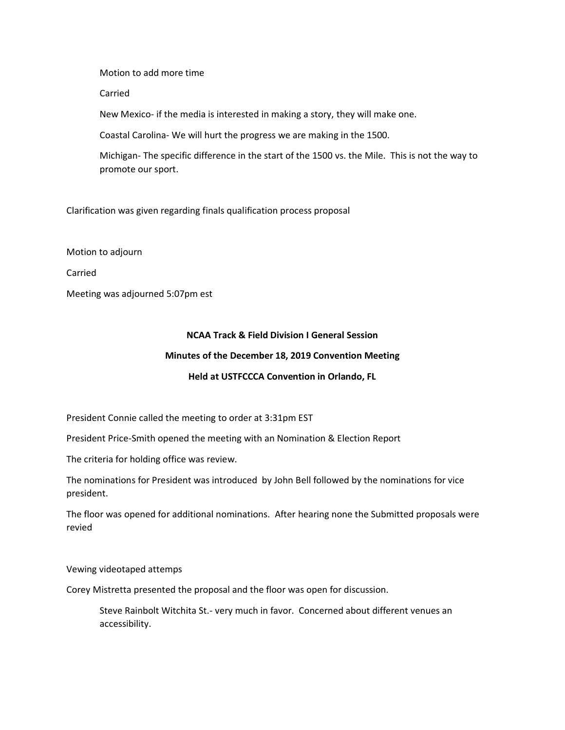Motion to add more time

Carried

New Mexico- if the media is interested in making a story, they will make one.

Coastal Carolina- We will hurt the progress we are making in the 1500.

Michigan- The specific difference in the start of the 1500 vs. the Mile. This is not the way to promote our sport.

Clarification was given regarding finals qualification process proposal

Motion to adjourn

Carried

Meeting was adjourned 5:07pm est

**NCAA Track & Field Division I General Session**

**Minutes of the December 18, 2019 Convention Meeting**

**Held at USTFCCCA Convention in Orlando, FL**

President Connie called the meeting to order at 3:31pm EST

President Price-Smith opened the meeting with an Nomination & Election Report

The criteria for holding office was review.

The nominations for President was introduced by John Bell followed by the nominations for vice president.

The floor was opened for additional nominations. After hearing none the Submitted proposals were revied

Vewing videotaped attemps

Corey Mistretta presented the proposal and the floor was open for discussion.

Steve Rainbolt Witchita St.- very much in favor. Concerned about different venues an accessibility.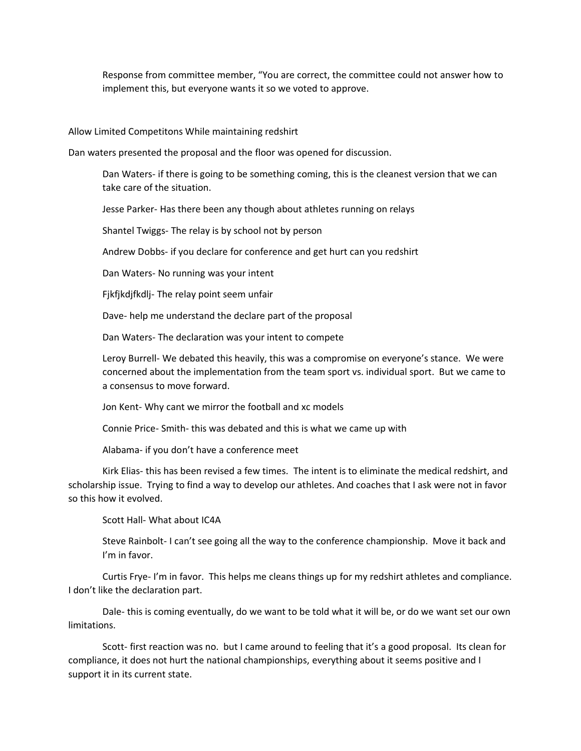Response from committee member, "You are correct, the committee could not answer how to implement this, but everyone wants it so we voted to approve.

Allow Limited Competitons While maintaining redshirt

Dan waters presented the proposal and the floor was opened for discussion.

Dan Waters- if there is going to be something coming, this is the cleanest version that we can take care of the situation.

Jesse Parker- Has there been any though about athletes running on relays

Shantel Twiggs- The relay is by school not by person

Andrew Dobbs- if you declare for conference and get hurt can you redshirt

Dan Waters- No running was your intent

Fjkfjkdjfkdlj- The relay point seem unfair

Dave- help me understand the declare part of the proposal

Dan Waters- The declaration was your intent to compete

Leroy Burrell- We debated this heavily, this was a compromise on everyone's stance. We were concerned about the implementation from the team sport vs. individual sport. But we came to a consensus to move forward.

Jon Kent- Why cant we mirror the football and xc models

Connie Price- Smith- this was debated and this is what we came up with

Alabama- if you don't have a conference meet

Kirk Elias- this has been revised a few times. The intent is to eliminate the medical redshirt, and scholarship issue. Trying to find a way to develop our athletes. And coaches that I ask were not in favor so this how it evolved.

Scott Hall- What about IC4A

Steve Rainbolt- I can't see going all the way to the conference championship. Move it back and I'm in favor.

Curtis Frye- I'm in favor. This helps me cleans things up for my redshirt athletes and compliance. I don't like the declaration part.

Dale- this is coming eventually, do we want to be told what it will be, or do we want set our own limitations.

Scott- first reaction was no. but I came around to feeling that it's a good proposal. Its clean for compliance, it does not hurt the national championships, everything about it seems positive and I support it in its current state.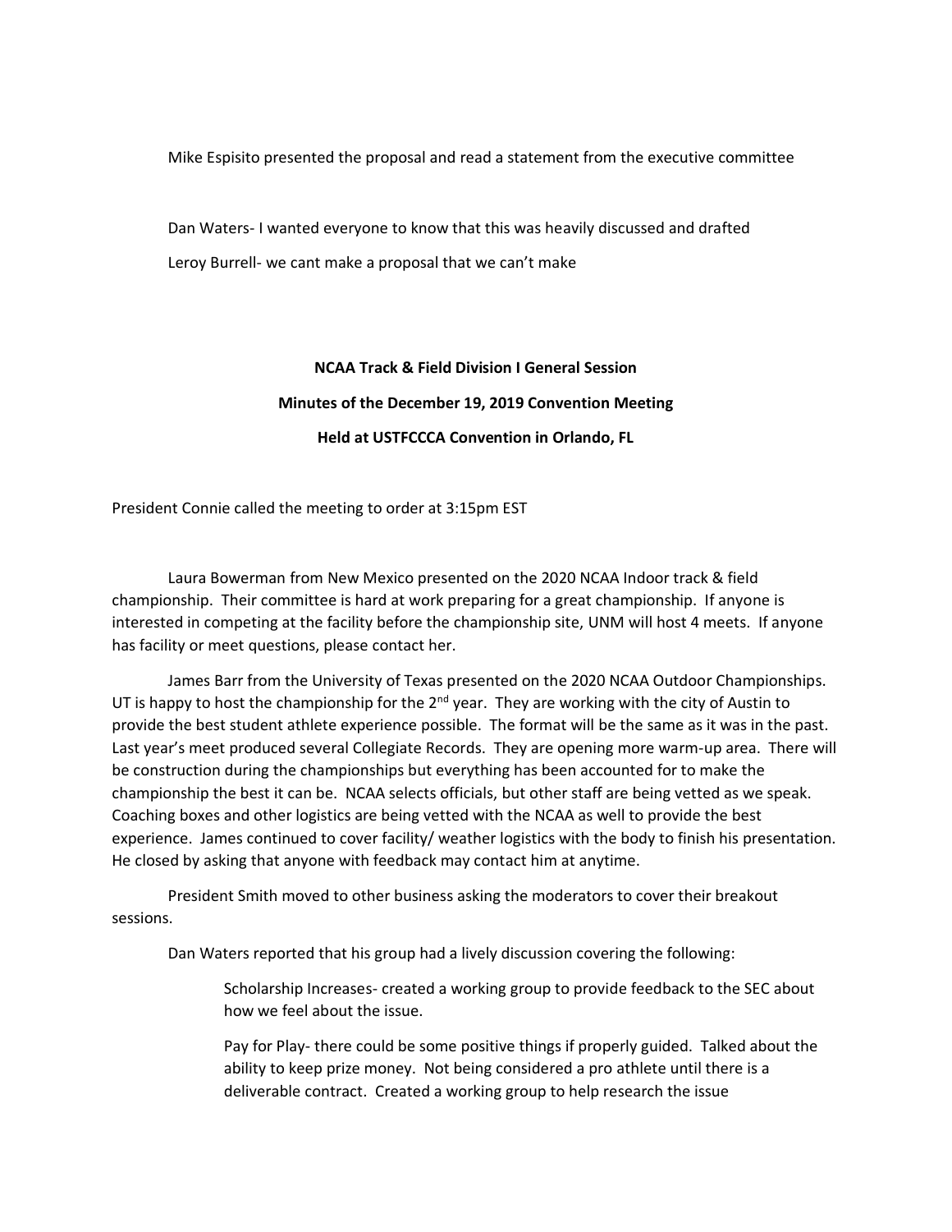Mike Espisito presented the proposal and read a statement from the executive committee

Dan Waters- I wanted everyone to know that this was heavily discussed and drafted

Leroy Burrell- we cant make a proposal that we can't make

**NCAA Track & Field Division I General Session**

**Minutes of the December 19, 2019 Convention Meeting**

**Held at USTFCCCA Convention in Orlando, FL**

President Connie called the meeting to order at 3:15pm EST

Laura Bowerman from New Mexico presented on the 2020 NCAA Indoor track & field championship. Their committee is hard at work preparing for a great championship. If anyone is interested in competing at the facility before the championship site, UNM will host 4 meets. If anyone has facility or meet questions, please contact her.

James Barr from the University of Texas presented on the 2020 NCAA Outdoor Championships. UT is happy to host the championship for the 2nd year. They are working with the city of Austin to provide the best student athlete experience possible. The format will be the same as it was in the past. Last year's meet produced several Collegiate Records. They are opening more warm-up area. There will be construction during the championships but everything has been accounted for to make the championship the best it can be. NCAA selects officials, but other staff are being vetted as we speak. Coaching boxes and other logistics are being vetted with the NCAA as well to provide the best experience. James continued to cover facility/ weather logistics with the body to finish his presentation. He closed by asking that anyone with feedback may contact him at anytime.

President Smith moved to other business asking the moderators to cover their breakout sessions.

Dan Waters reported that his group had a lively discussion covering the following:

> Scholarship Increases- created a working group to provide feedback to the SEC about how we feel about the issue.
>
> Pay for Play- there could be some positive things if properly guided. Talked about the ability to keep prize money. Not being considered a pro athlete until there is a deliverable contract. Created a working group to help research the issue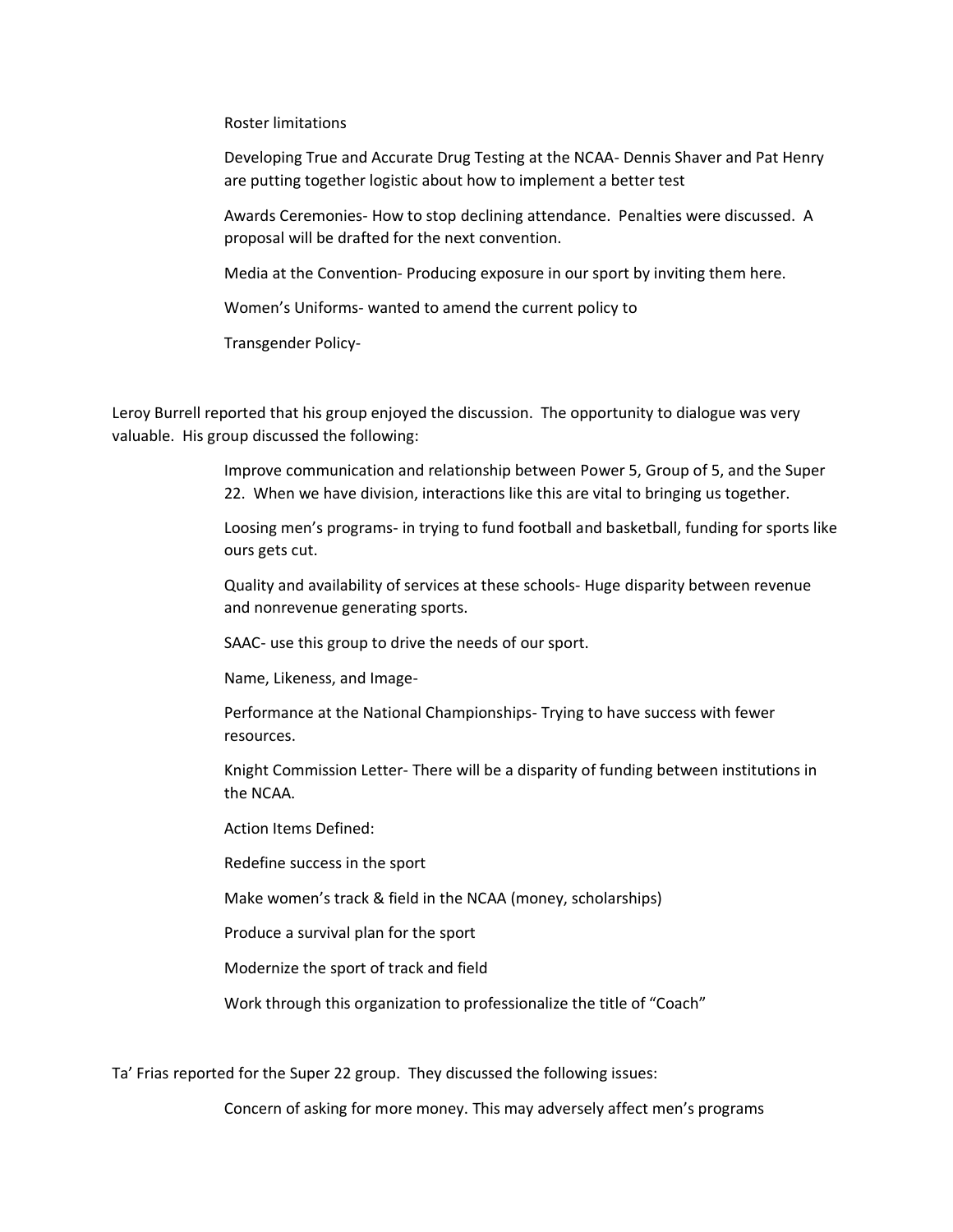Roster limitations

Developing True and Accurate Drug Testing at the NCAA- Dennis Shaver and Pat Henry are putting together logistic about how to implement a better test

Awards Ceremonies- How to stop declining attendance. Penalties were discussed. A proposal will be drafted for the next convention.

Media at the Convention- Producing exposure in our sport by inviting them here.

Women's Uniforms- wanted to amend the current policy to

Transgender Policy-

Leroy Burrell reported that his group enjoyed the discussion. The opportunity to dialogue was very valuable. His group discussed the following:

Improve communication and relationship between Power 5, Group of 5, and the Super 22. When we have division, interactions like this are vital to bringing us together.

Loosing men's programs- in trying to fund football and basketball, funding for sports like ours gets cut.

Quality and availability of services at these schools- Huge disparity between revenue and nonrevenue generating sports.

SAAC- use this group to drive the needs of our sport.

Name, Likeness, and Image-

Performance at the National Championships- Trying to have success with fewer resources.

Knight Commission Letter- There will be a disparity of funding between institutions in the NCAA.

Action Items Defined:

Redefine success in the sport

Make women's track & field in the NCAA (money, scholarships)

Produce a survival plan for the sport

Modernize the sport of track and field

Work through this organization to professionalize the title of "Coach"

Ta' Frias reported for the Super 22 group. They discussed the following issues:

Concern of asking for more money. This may adversely affect men's programs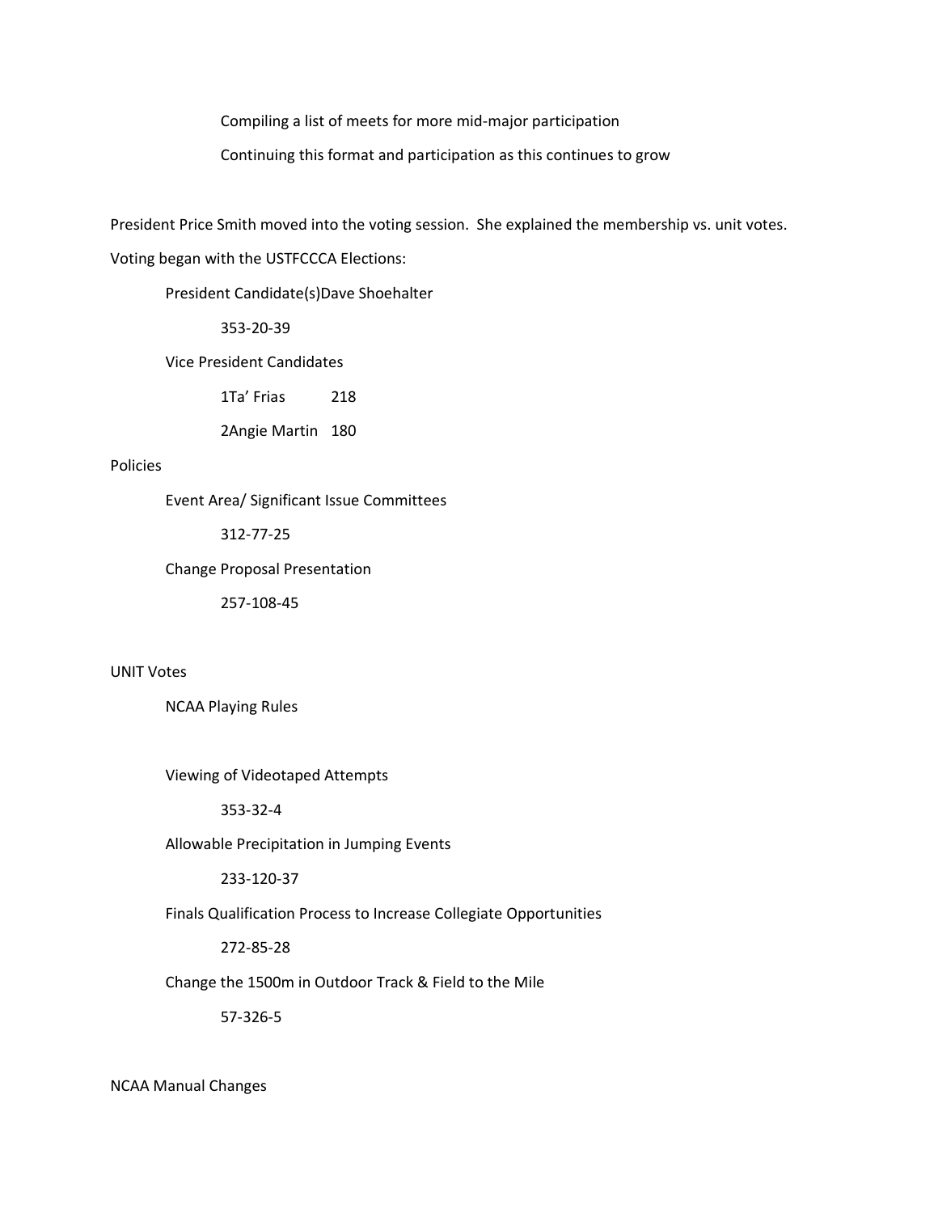Compiling a list of meets for more mid-major participation

Continuing this format and participation as this continues to grow

President Price Smith moved into the voting session. She explained the membership vs. unit votes.

Voting began with the USTFCCCA Elections:

President Candidate(s)Dave Shoehalter

353-20-39

Vice President Candidates

1Ta' Frias 218

2Angie Martin 180

Policies

Event Area/ Significant Issue Committees

312-77-25

Change Proposal Presentation

257-108-45

UNIT Votes

NCAA Playing Rules

Viewing of Videotaped Attempts

353-32-4

Allowable Precipitation in Jumping Events

233-120-37

Finals Qualification Process to Increase Collegiate Opportunities

272-85-28

Change the 1500m in Outdoor Track & Field to the Mile

57-326-5

NCAA Manual Changes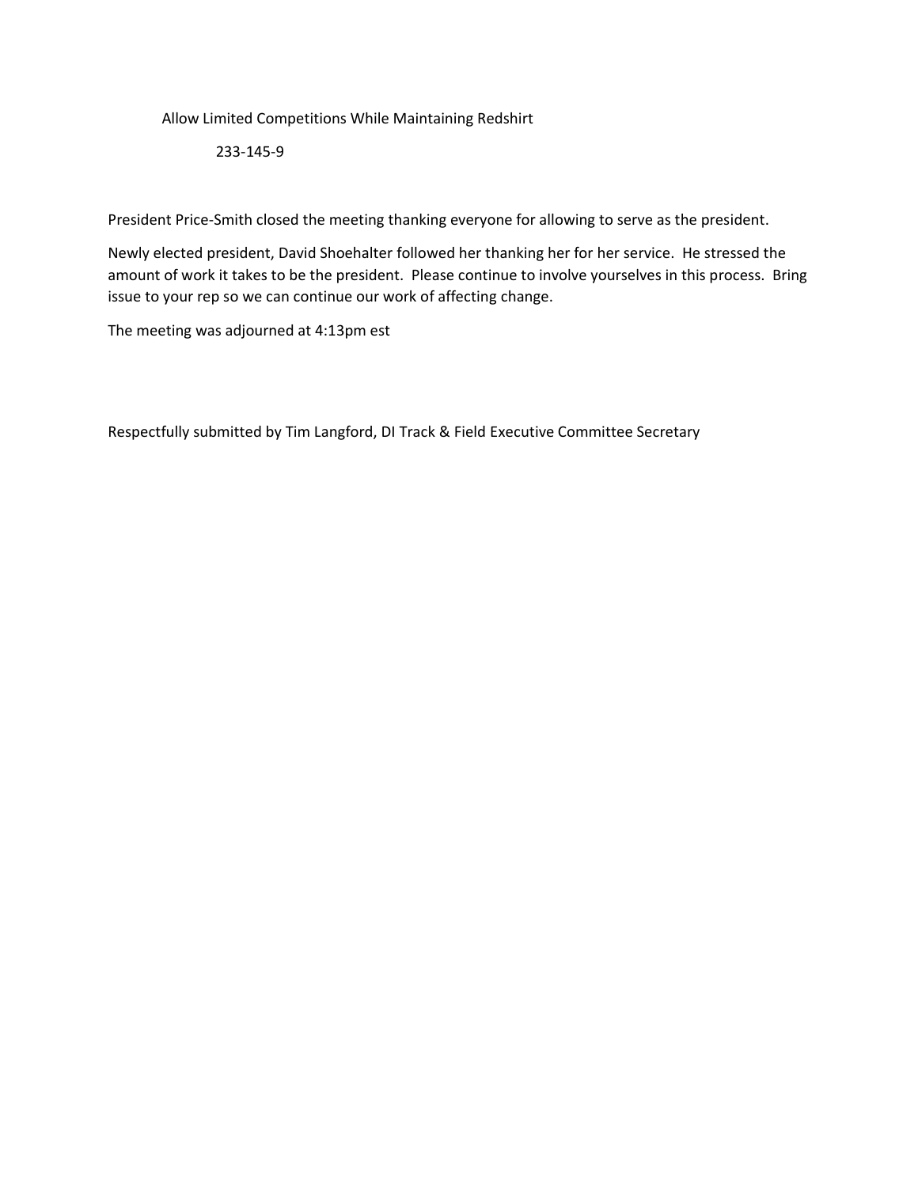Allow Limited Competitions While Maintaining Redshirt

233-145-9

President Price-Smith closed the meeting thanking everyone for allowing to serve as the president.

Newly elected president, David Shoehalter followed her thanking her for her service. He stressed the amount of work it takes to be the president. Please continue to involve yourselves in this process. Bring issue to your rep so we can continue our work of affecting change.

The meeting was adjourned at 4:13pm est

Respectfully submitted by Tim Langford, DI Track & Field Executive Committee Secretary